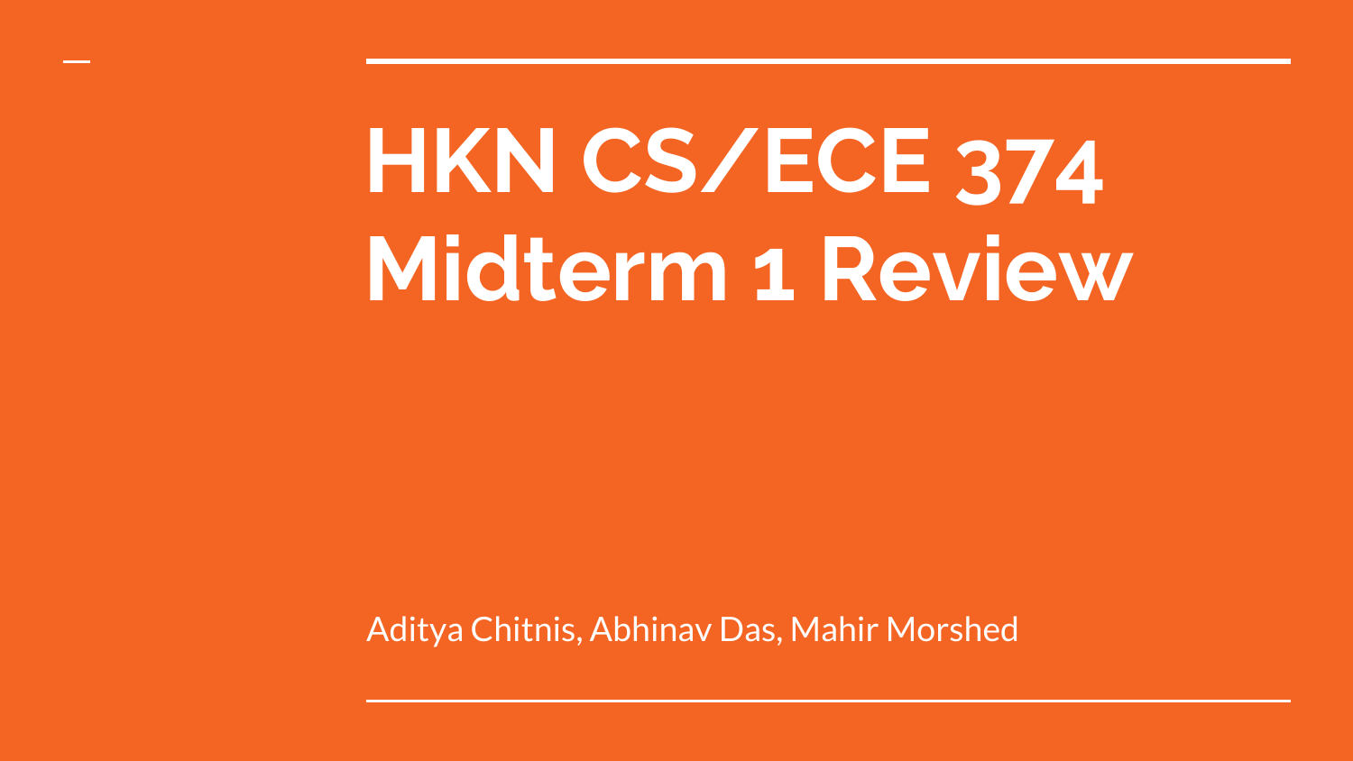# HKN CS/ECE 374 Midterm 1 Review

Aditya Chitnis, Abhinav Das, Mahir Morshed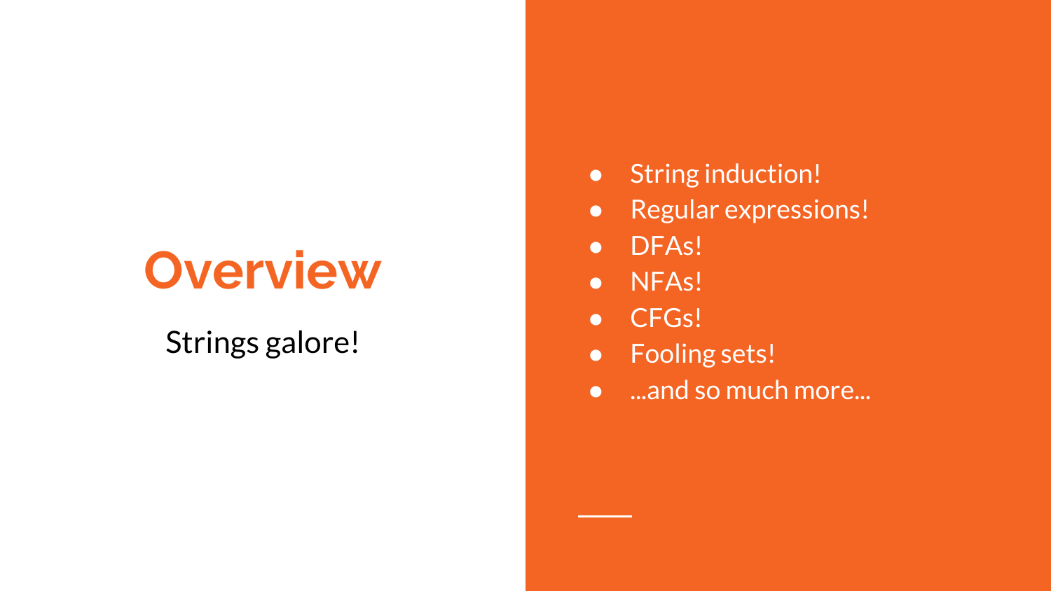# Overview

Strings galore!

- String induction!
- Regular expressions!
- DFAs!
- NFAs!
- CFGs!
- Fooling sets!
- ...and so much more...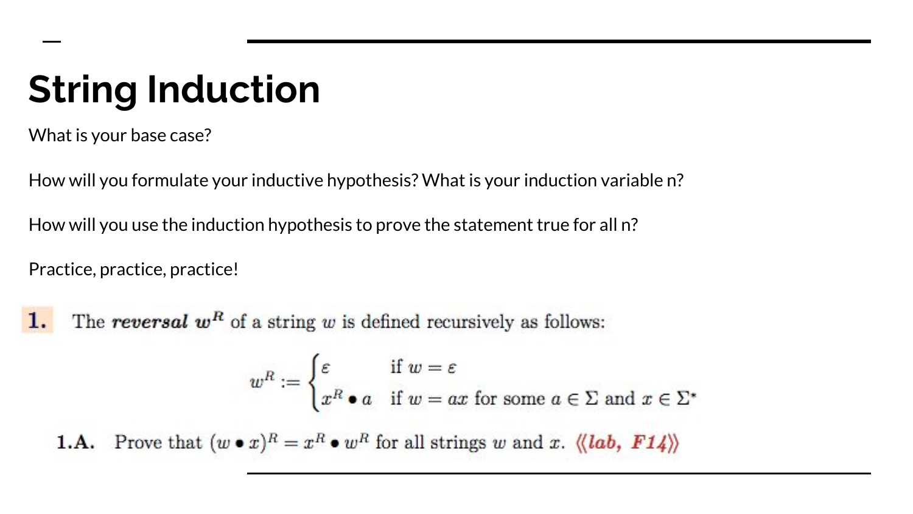# String Induction

What is your base case?

How will you formulate your inductive hypothesis? What is your induction variable n?

How will you use the induction hypothesis to prove the statement true for all n?

Practice, practice, practice!

**1.** The ***reversal*** $w^R$ of a string $w$ is defined recursively as follows:

$$w^R := \begin{cases} \varepsilon & \text{if } w = \varepsilon \\ x^R \bullet a & \text{if } w = ax \text{ for some } a \in \Sigma \text{ and } x \in \Sigma^* \end{cases}$$

**1.A.** Prove that $(w \bullet x)^R = x^R \bullet w^R$ for all strings $w$ and $x$. ⟨⟨*lab, F14*⟩⟩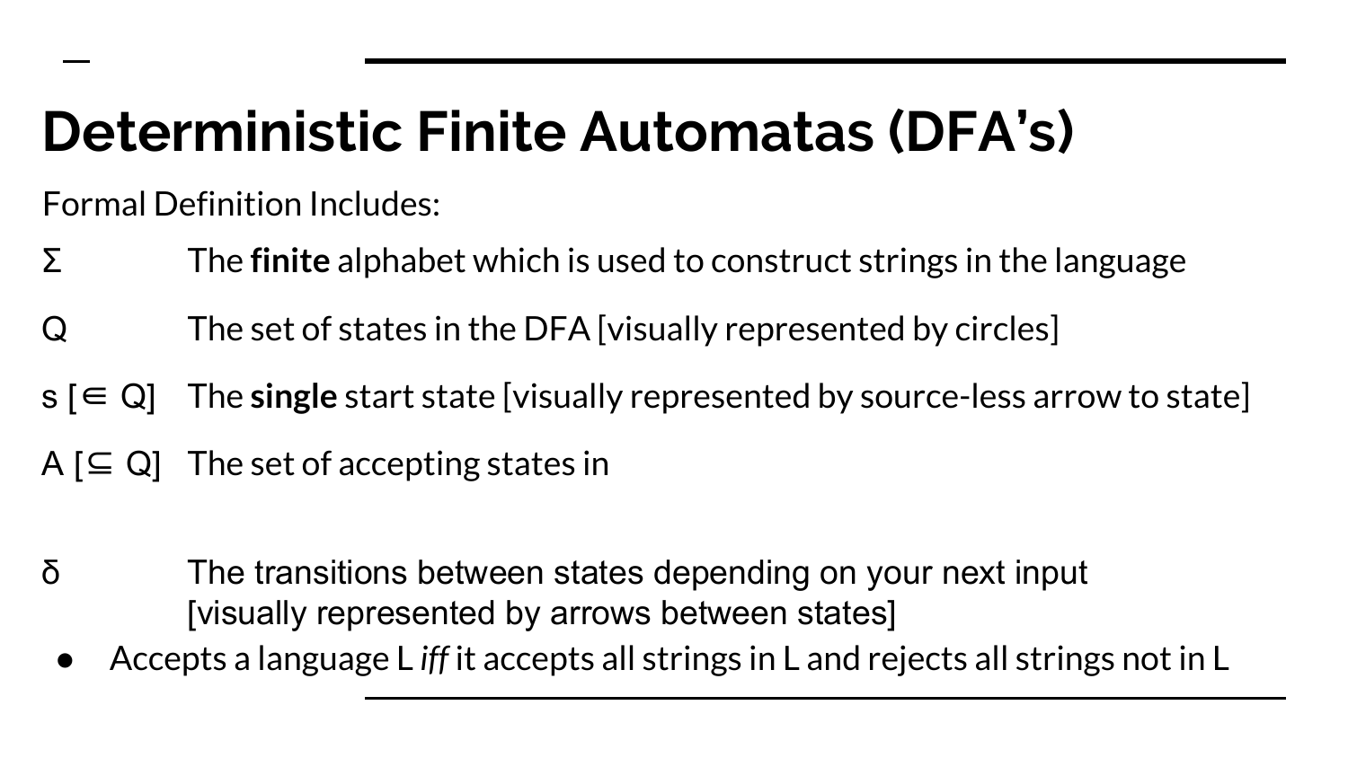# Deterministic Finite Automatas (DFA's)

Formal Definition Includes:

Σ The **finite** alphabet which is used to construct strings in the language

Q The set of states in the DFA [visually represented by circles]

s [∈ Q] The **single** start state [visually represented by source-less arrow to state]

A [⊆ Q] The set of accepting states in

δ The transitions between states depending on your next input [visually represented by arrows between states]

- Accepts a language L *iff* it accepts all strings in L and rejects all strings not in L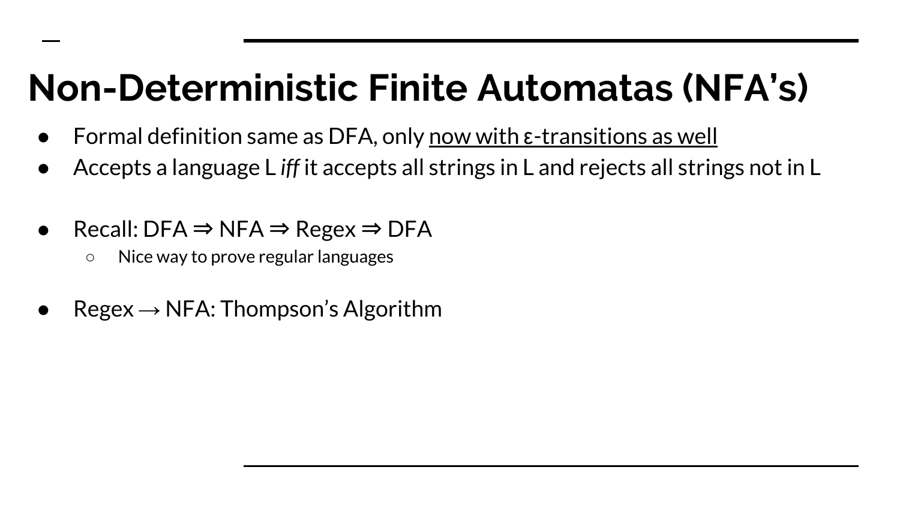# Non-Deterministic Finite Automatas (NFA's)

- Formal definition same as DFA, only <u>now with ε-transitions as well</u>
- Accepts a language L *iff* it accepts all strings in L and rejects all strings not in L

- Recall: DFA ⇒ NFA ⇒ Regex ⇒ DFA
  - Nice way to prove regular languages

- Regex → NFA: Thompson's Algorithm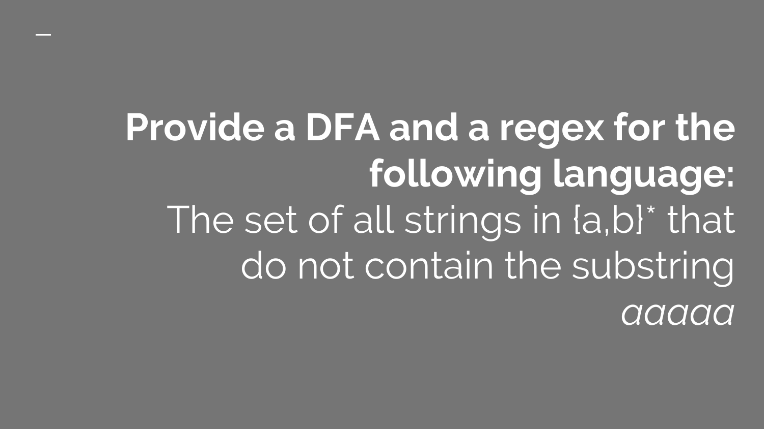**Provide a DFA and a regex for the following language:**

The set of all strings in $\{a,b\}^*$ that do not contain the substring *aaaaa*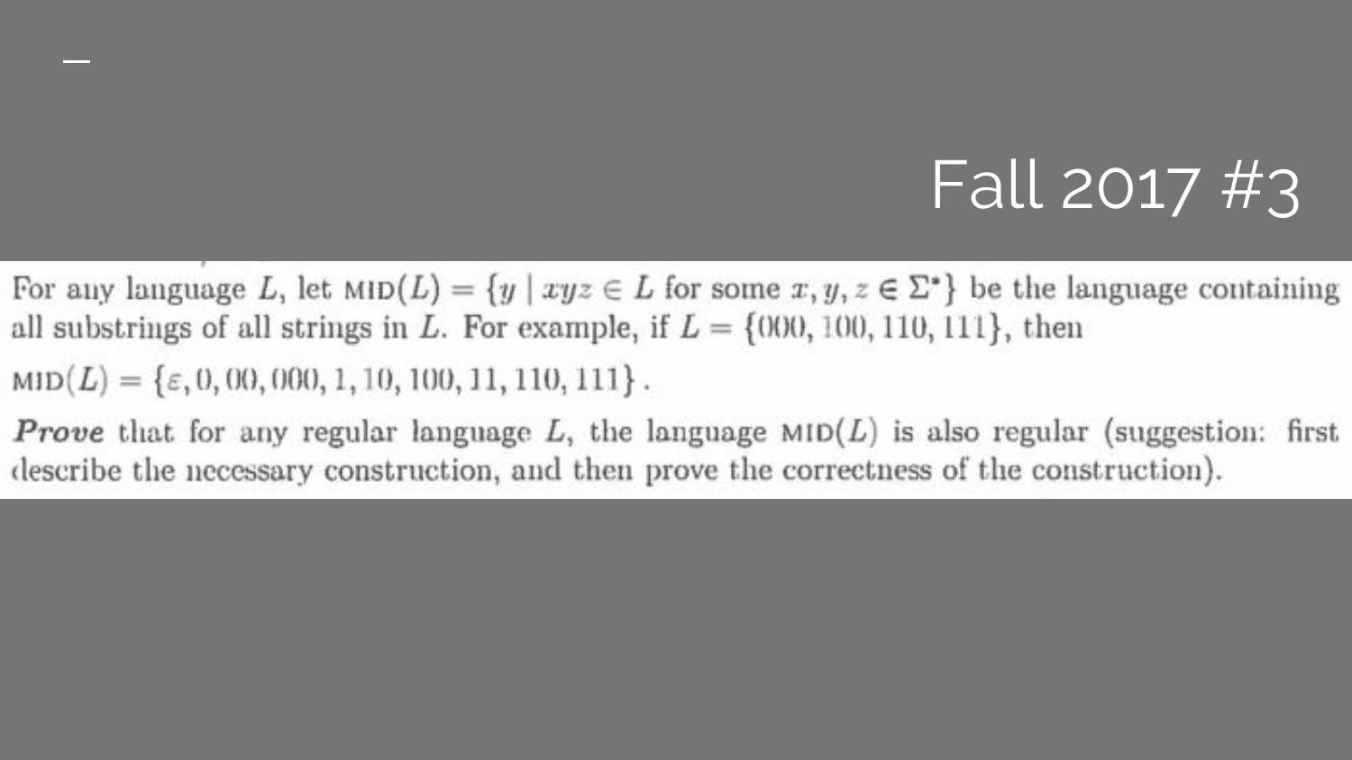# Fall 2017 #3

For any language $L$, let $\text{MID}(L) = \{y \mid xyz \in L \text{ for some } x, y, z \in \Sigma^*\}$ be the language containing all substrings of all strings in $L$. For example, if $L = \{000, 100, 110, 111\}$, then

$\text{MID}(L) = \{\varepsilon, 0, 00, 000, 1, 10, 100, 11, 110, 111\}$.

***Prove*** that for any regular language $L$, the language $\text{MID}(L)$ is also regular (suggestion: first describe the necessary construction, and then prove the correctness of the construction).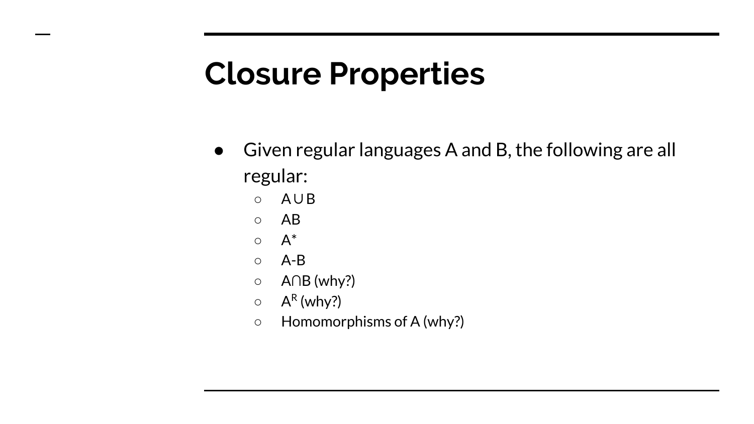# Closure Properties

- Given regular languages A and B, the following are all regular:
  - $A \cup B$
  - $AB$
  - $A^*$
  - $A - B$
  - $A \cap B$ (why?)
  - $A^R$ (why?)
  - Homomorphisms of A (why?)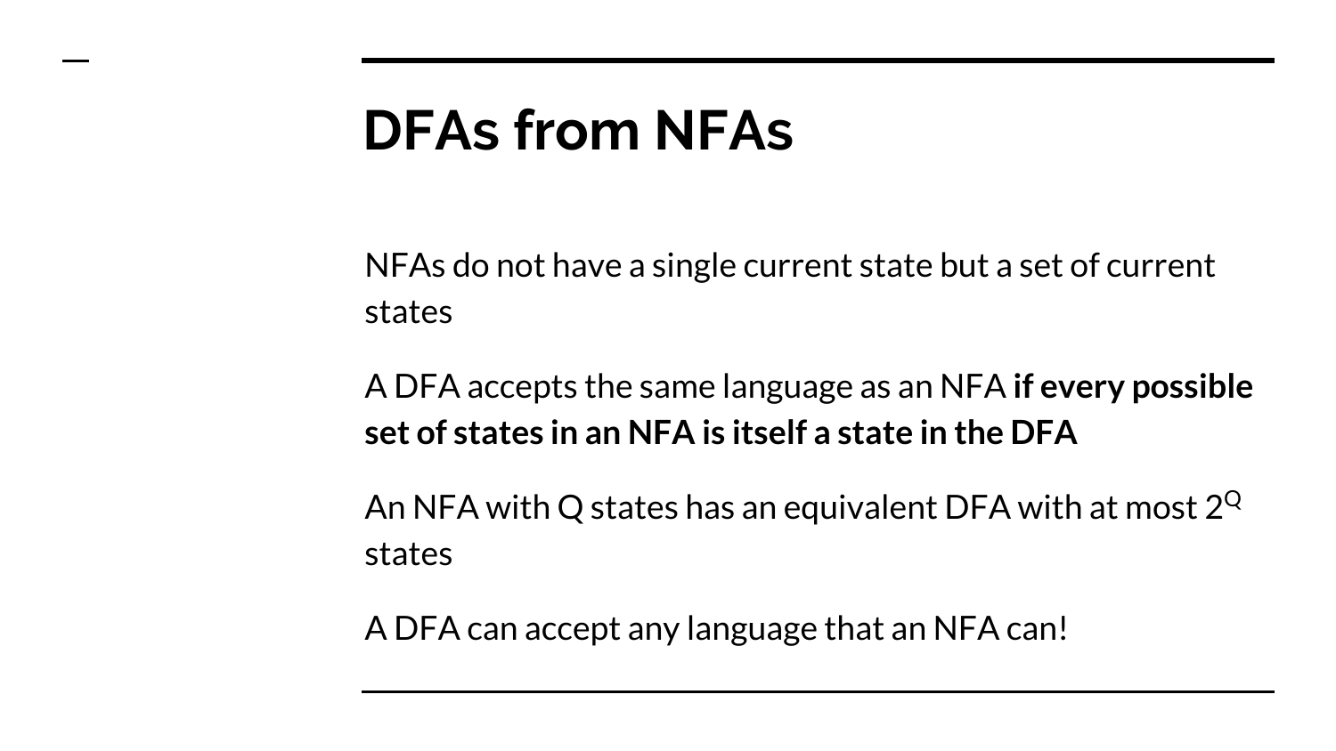# DFAs from NFAs

NFAs do not have a single current state but a set of current states

A DFA accepts the same language as an NFA **if every possible set of states in an NFA is itself a state in the DFA**

An NFA with Q states has an equivalent DFA with at most $2^Q$ states

A DFA can accept any language that an NFA can!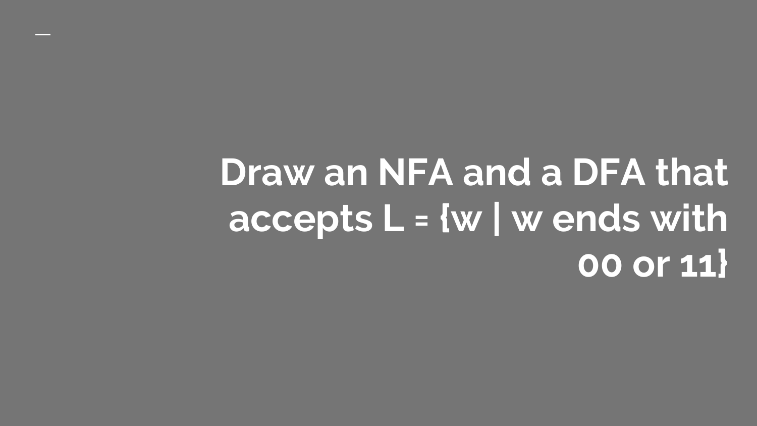# Draw an NFA and a DFA that accepts L = {w | w ends with 00 or 11}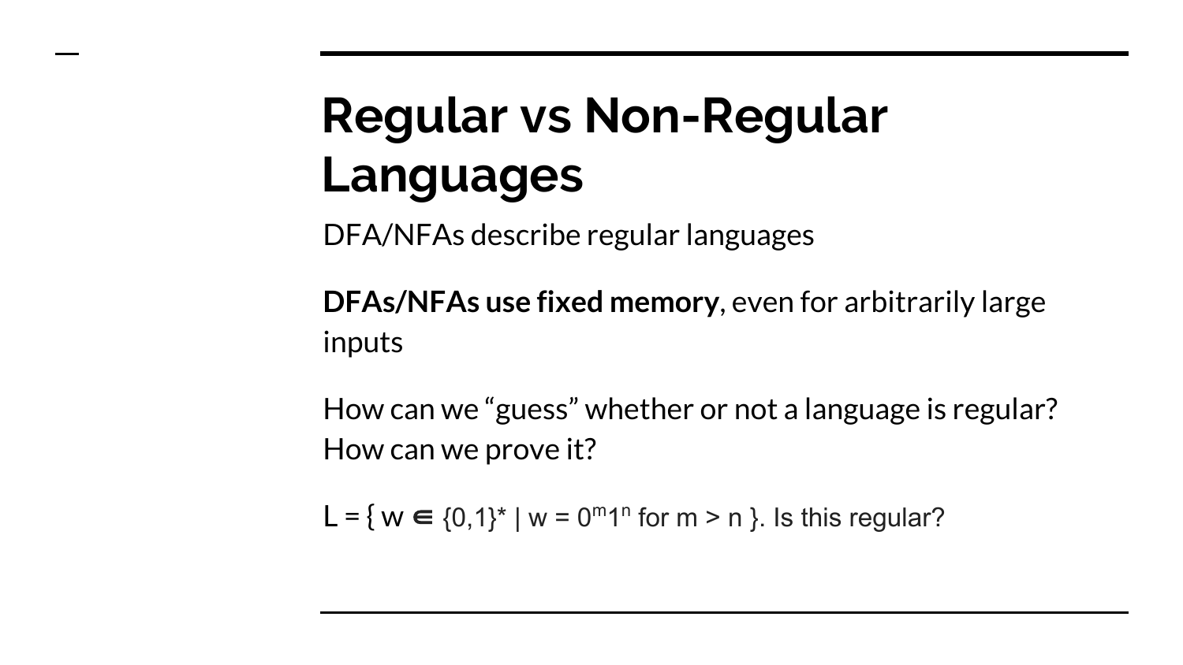# Regular vs Non-Regular Languages

DFA/NFAs describe regular languages

**DFAs/NFAs use fixed memory**, even for arbitrarily large inputs

How can we “guess” whether or not a language is regular? How can we prove it?

L = { $w \in \{0,1\}^*$ | $w = 0^m 1^n$ for $m > n$ }. Is this regular?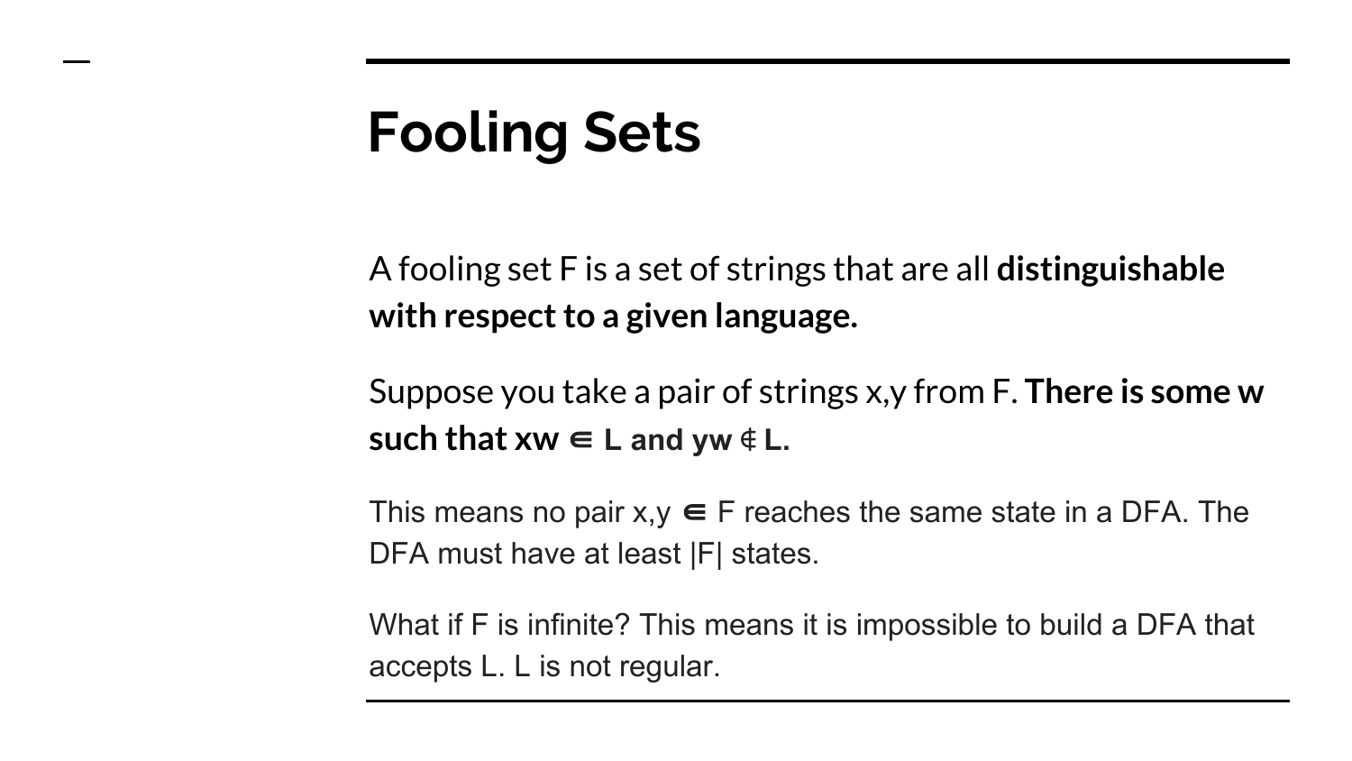# Fooling Sets

A fooling set F is a set of strings that are all **distinguishable with respect to a given language.**

Suppose you take a pair of strings x,y from F. **There is some w such that $xw \in L$ and $yw \notin L$.**

This means no pair $x,y \in F$ reaches the same state in a DFA. The DFA must have at least |F| states.

What if F is infinite? This means it is impossible to build a DFA that accepts L. L is not regular.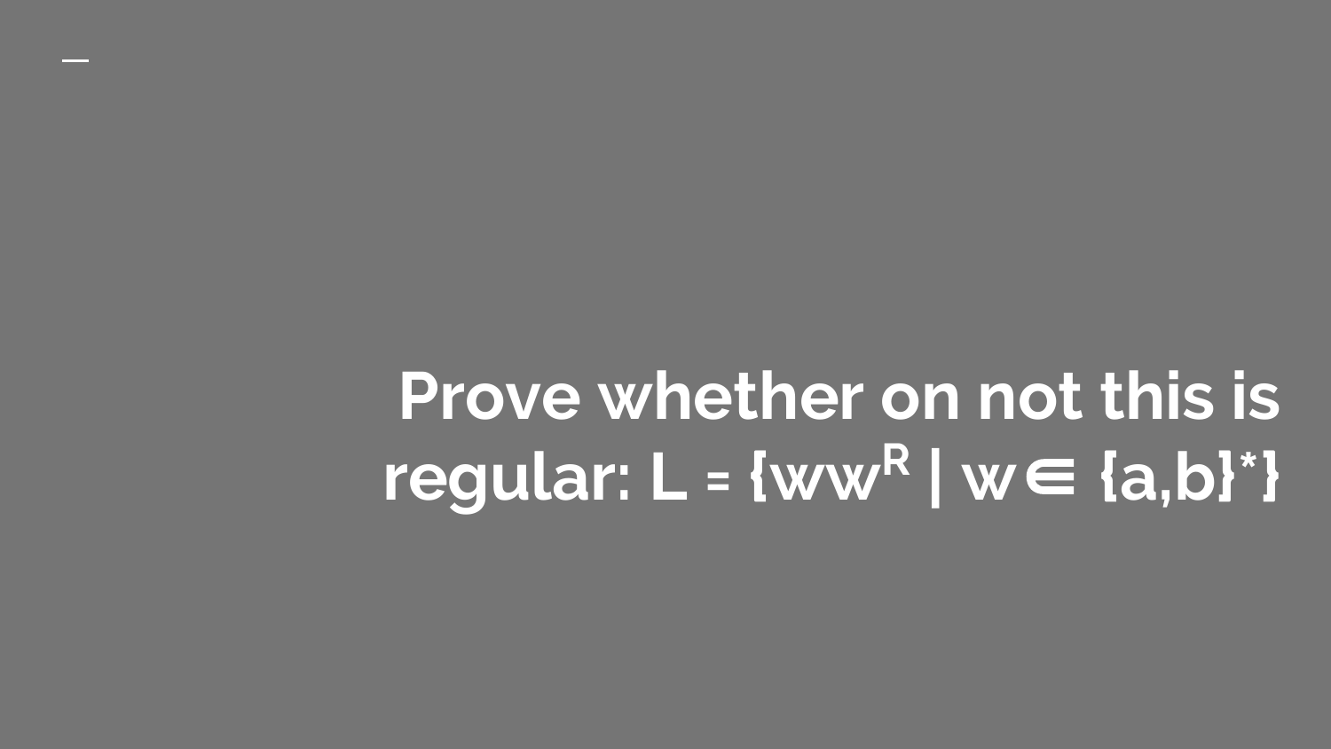# Prove whether on not this is regular: $L = \{ww^R \mid w \in \{a,b\}^*\}$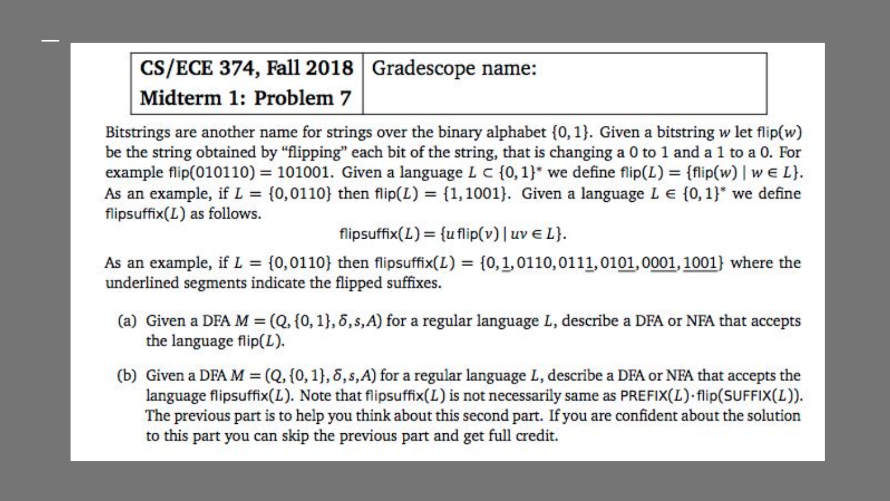| CS/ECE 374, Fall 2018 | Gradescope name: |
| --- | --- |
| Midterm 1: Problem 7 | |

Bitstrings are another name for strings over the binary alphabet $\{0,1\}$. Given a bitstring $w$ let $\mathsf{flip}(w)$ be the string obtained by "flipping" each bit of the string, that is changing a 0 to 1 and a 1 to a 0. For example $\mathsf{flip}(010110) = 101001$. Given a language $L \subset \{0,1\}^*$ we define $\mathsf{flip}(L) = \{\mathsf{flip}(w) \mid w \in L\}$. As an example, if $L = \{0, 0110\}$ then $\mathsf{flip}(L) = \{1, 1001\}$. Given a language $L \in \{0,1\}^*$ we define $\mathsf{flipsuffix}(L)$ as follows.

$$\mathsf{flipsuffix}(L) = \{u\,\mathsf{flip}(v) \mid uv \in L\}.$$

As an example, if $L = \{0, 0110\}$ then $\mathsf{flipsuffix}(L) = \{0, \underline{1}, 0110, 011\underline{1}, 01\underline{01}, 0\underline{001}, \underline{1001}\}$ where the underlined segments indicate the flipped suffixes.

(a) Given a DFA $M = (Q, \{0,1\}, \delta, s, A)$ for a regular language $L$, describe a DFA or NFA that accepts the language $\mathsf{flip}(L)$.

(b) Given a DFA $M = (Q, \{0,1\}, \delta, s, A)$ for a regular language $L$, describe a DFA or NFA that accepts the language $\mathsf{flipsuffix}(L)$. Note that $\mathsf{flipsuffix}(L)$ is not necessarily same as $\mathsf{PREFIX}(L) \cdot \mathsf{flip}(\mathsf{SUFFIX}(L))$. The previous part is to help you think about this second part. If you are confident about the solution to this part you can skip the previous part and get full credit.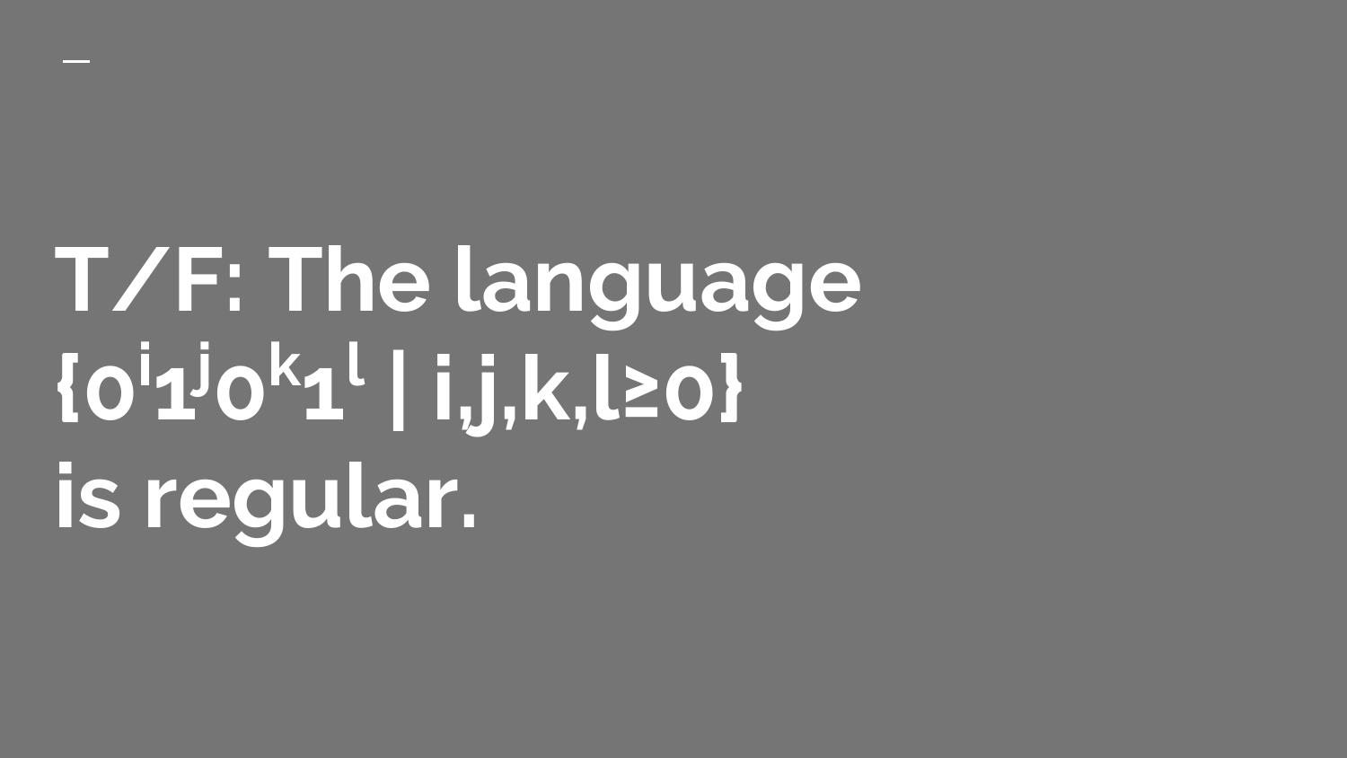# T/F: The language $\{0^i 1^j 0^k 1^l \mid i,j,k,l \geq 0\}$ is regular.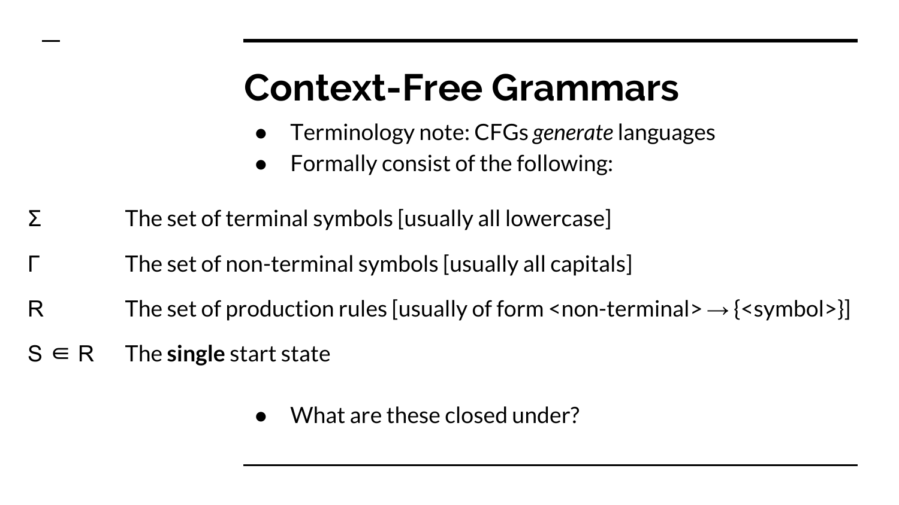# Context-Free Grammars

- Terminology note: CFGs *generate* languages
- Formally consist of the following:

| | |
|---|---|
| $\Sigma$ | The set of terminal symbols [usually all lowercase] |
| $\Gamma$ | The set of non-terminal symbols [usually all capitals] |
| $R$ | The set of production rules [usually of form <non-terminal> → {<symbol>}] |
| $S \in R$ | The **single** start state |

- What are these closed under?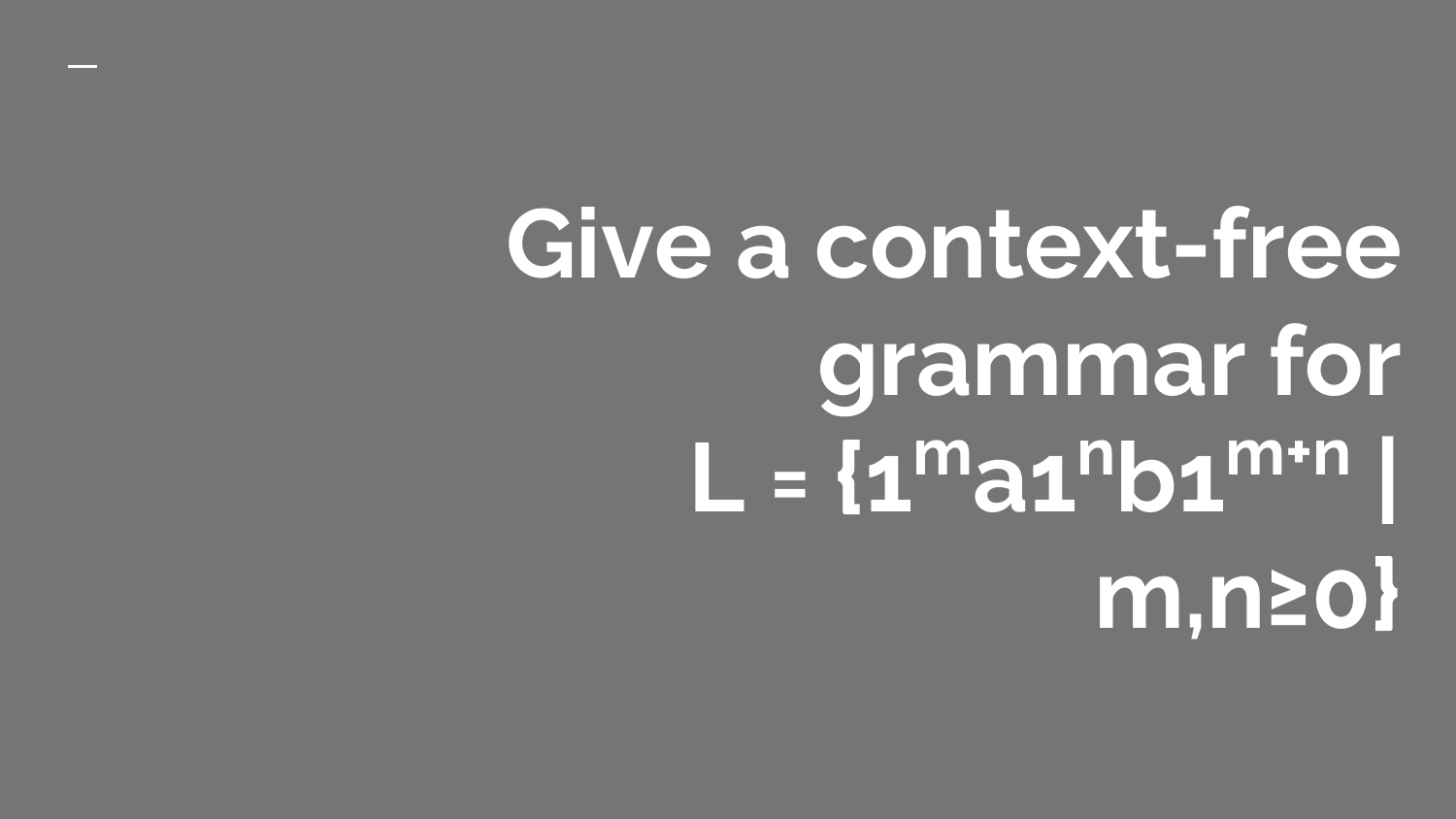# Give a context-free grammar for $L = \{1^m a 1^n b 1^{m+n} \mid m,n \geq 0\}$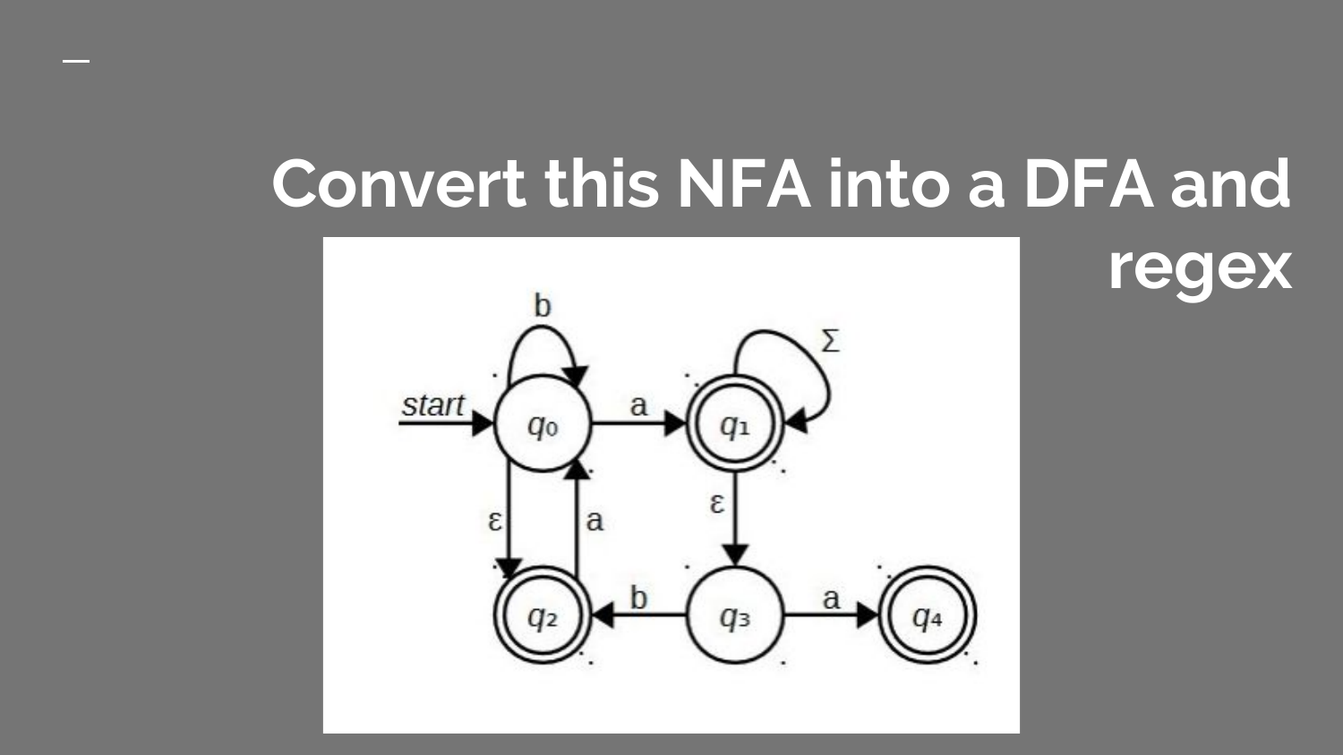# Convert this NFA into a DFA and regex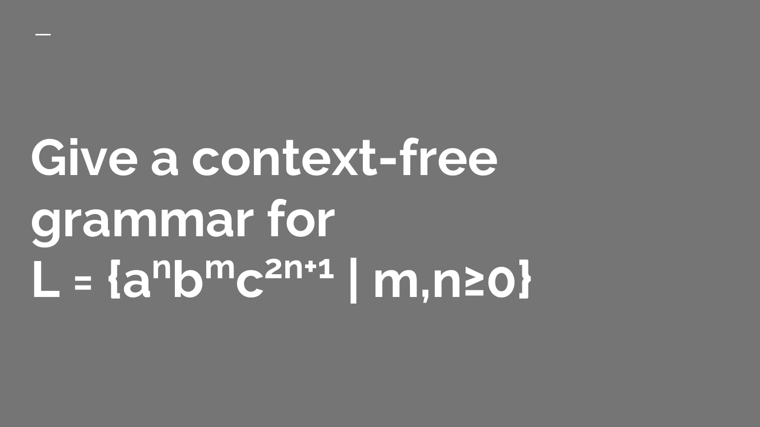# Give a context-free grammar for $L = \{a^n b^m c^{2n+1} \mid m,n \geq 0\}$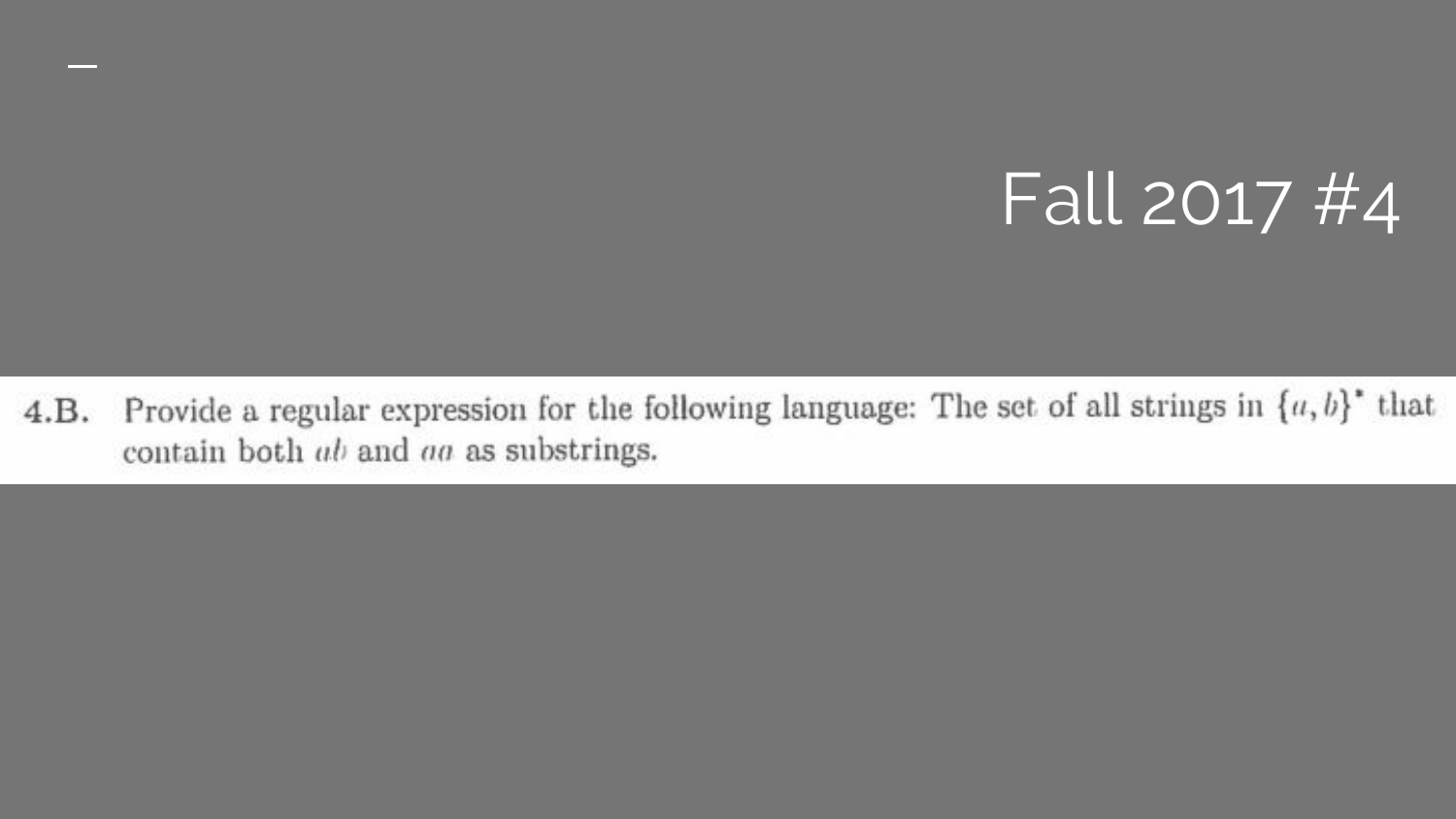# Fall 2017 #4

**4.B.** Provide a regular expression for the following language: The set of all strings in $\{a, b\}^*$ that contain both $ab$ and $aa$ as substrings.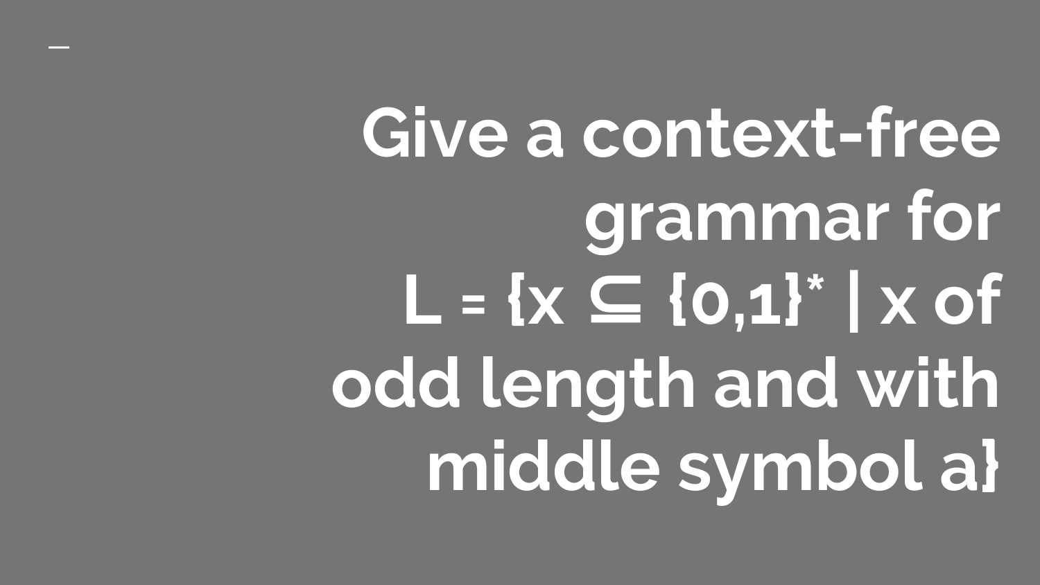# Give a context-free grammar for $L = \{x \subseteq \{0,1\}^* \mid x$ of odd length and with middle symbol a$\}$